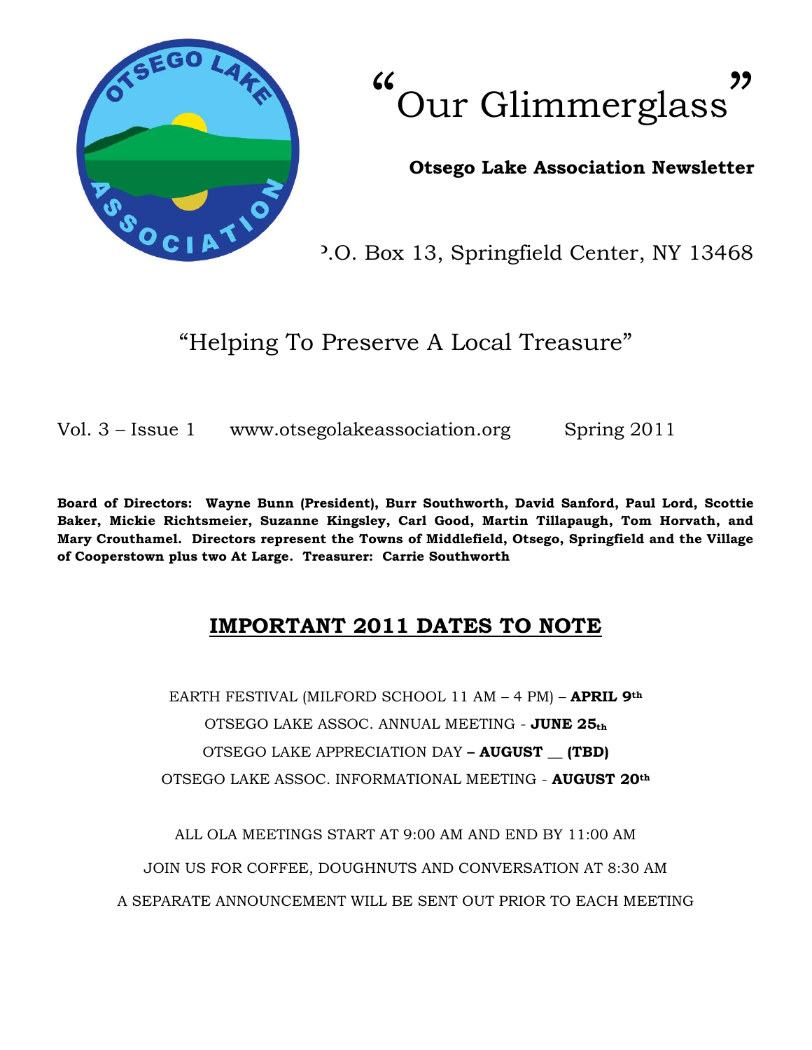# "Our Glimmerglass"

**Otsego Lake Association Newsletter**

P.O. Box 13, Springfield Center, NY 13468

"Helping To Preserve A Local Treasure"

Vol. 3 – Issue 1    www.otsegolakeassociation.org    Spring 2011

**Board of Directors: Wayne Bunn (President), Burr Southworth, David Sanford, Paul Lord, Scottie Baker, Mickie Richtsmeier, Suzanne Kingsley, Carl Good, Martin Tillapaugh, Tom Horvath, and Mary Crouthamel. Directors represent the Towns of Middlefield, Otsego, Springfield and the Village of Cooperstown plus two At Large. Treasurer: Carrie Southworth**

## IMPORTANT 2011 DATES TO NOTE

EARTH FESTIVAL (MILFORD SCHOOL 11 AM – 4 PM) – **APRIL 9th**

OTSEGO LAKE ASSOC. ANNUAL MEETING - **JUNE 25th**

OTSEGO LAKE APPRECIATION DAY **– AUGUST __ (TBD)**

OTSEGO LAKE ASSOC. INFORMATIONAL MEETING - **AUGUST 20th**

ALL OLA MEETINGS START AT 9:00 AM AND END BY 11:00 AM

JOIN US FOR COFFEE, DOUGHNUTS AND CONVERSATION AT 8:30 AM

A SEPARATE ANNOUNCEMENT WILL BE SENT OUT PRIOR TO EACH MEETING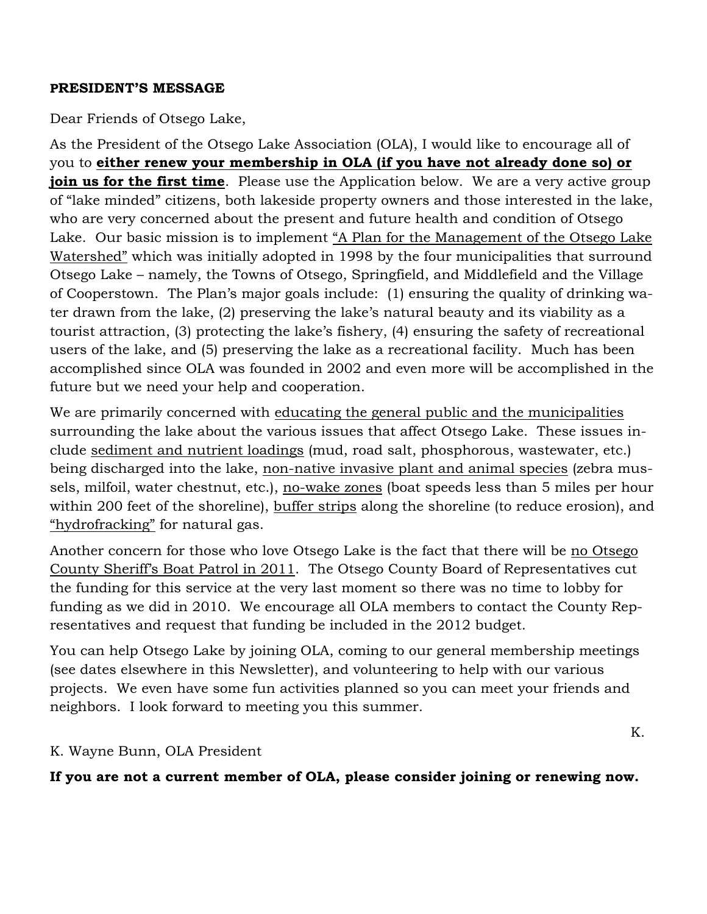**PRESIDENT'S MESSAGE**

Dear Friends of Otsego Lake,

As the President of the Otsego Lake Association (OLA), I would like to encourage all of you to **either renew your membership in OLA (if you have not already done so) or join us for the first time**. Please use the Application below. We are a very active group of "lake minded" citizens, both lakeside property owners and those interested in the lake, who are very concerned about the present and future health and condition of Otsego Lake. Our basic mission is to implement "A Plan for the Management of the Otsego Lake Watershed" which was initially adopted in 1998 by the four municipalities that surround Otsego Lake – namely, the Towns of Otsego, Springfield, and Middlefield and the Village of Cooperstown. The Plan's major goals include: (1) ensuring the quality of drinking water drawn from the lake, (2) preserving the lake's natural beauty and its viability as a tourist attraction, (3) protecting the lake's fishery, (4) ensuring the safety of recreational users of the lake, and (5) preserving the lake as a recreational facility. Much has been accomplished since OLA was founded in 2002 and even more will be accomplished in the future but we need your help and cooperation.

We are primarily concerned with educating the general public and the municipalities surrounding the lake about the various issues that affect Otsego Lake. These issues include sediment and nutrient loadings (mud, road salt, phosphorous, wastewater, etc.) being discharged into the lake, non-native invasive plant and animal species (zebra mussels, milfoil, water chestnut, etc.), no-wake zones (boat speeds less than 5 miles per hour within 200 feet of the shoreline), buffer strips along the shoreline (to reduce erosion), and "hydrofracking" for natural gas.

Another concern for those who love Otsego Lake is the fact that there will be no Otsego County Sheriff's Boat Patrol in 2011. The Otsego County Board of Representatives cut the funding for this service at the very last moment so there was no time to lobby for funding as we did in 2010. We encourage all OLA members to contact the County Representatives and request that funding be included in the 2012 budget.

You can help Otsego Lake by joining OLA, coming to our general membership meetings (see dates elsewhere in this Newsletter), and volunteering to help with our various projects. We even have some fun activities planned so you can meet your friends and neighbors. I look forward to meeting you this summer.

K.

K. Wayne Bunn, OLA President

**If you are not a current member of OLA, please consider joining or renewing now.**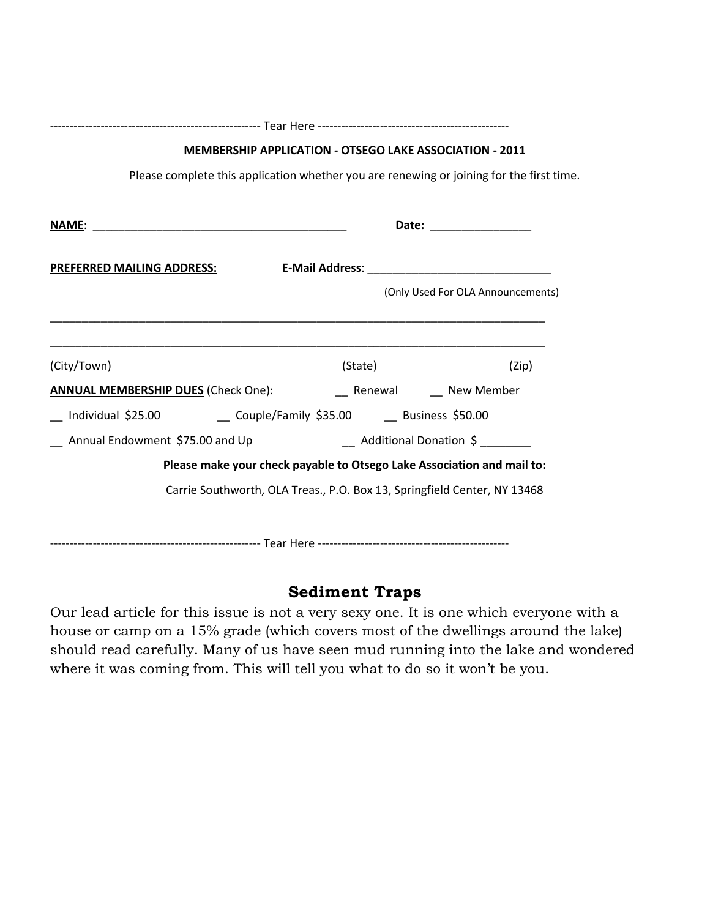------------------------------------------------------ Tear Here -------------------------------------------------

**MEMBERSHIP APPLICATION - OTSEGO LAKE ASSOCIATION - 2011**

Please complete this application whether you are renewing or joining for the first time.

**NAME**: ________________________________________ **Date:** ________________

**PREFERRED MAILING ADDRESS:** **E-Mail Address**: ______________________________

(Only Used For OLA Announcements)

_______________________________________________________________________________

_______________________________________________________________________________

(City/Town) (State) (Zip)

**ANNUAL MEMBERSHIP DUES** (Check One): __ Renewal __ New Member

__ Individual $25.00 __ Couple/Family $35.00 __ Business $50.00

__ Annual Endowment $75.00 and Up __ Additional Donation $ ________

**Please make your check payable to Otsego Lake Association and mail to:**

Carrie Southworth, OLA Treas., P.O. Box 13, Springfield Center, NY 13468

------------------------------------------------------ Tear Here -------------------------------------------------

## Sediment Traps

Our lead article for this issue is not a very sexy one. It is one which everyone with a house or camp on a 15% grade (which covers most of the dwellings around the lake) should read carefully. Many of us have seen mud running into the lake and wondered where it was coming from. This will tell you what to do so it won't be you.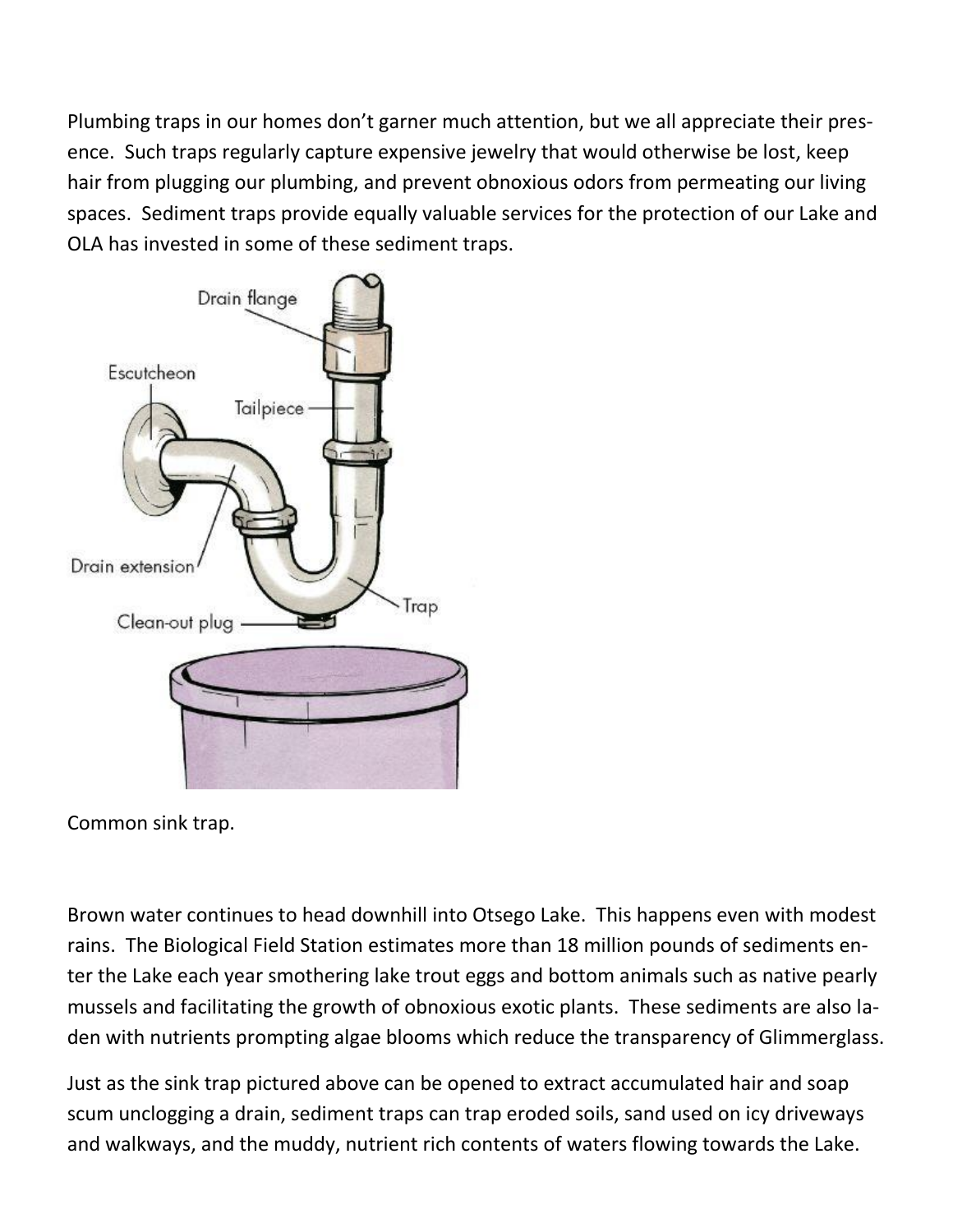Plumbing traps in our homes don't garner much attention, but we all appreciate their presence. Such traps regularly capture expensive jewelry that would otherwise be lost, keep hair from plugging our plumbing, and prevent obnoxious odors from permeating our living spaces. Sediment traps provide equally valuable services for the protection of our Lake and OLA has invested in some of these sediment traps.

Common sink trap.

Brown water continues to head downhill into Otsego Lake. This happens even with modest rains. The Biological Field Station estimates more than 18 million pounds of sediments enter the Lake each year smothering lake trout eggs and bottom animals such as native pearly mussels and facilitating the growth of obnoxious exotic plants. These sediments are also laden with nutrients prompting algae blooms which reduce the transparency of Glimmerglass.

Just as the sink trap pictured above can be opened to extract accumulated hair and soap scum unclogging a drain, sediment traps can trap eroded soils, sand used on icy driveways and walkways, and the muddy, nutrient rich contents of waters flowing towards the Lake.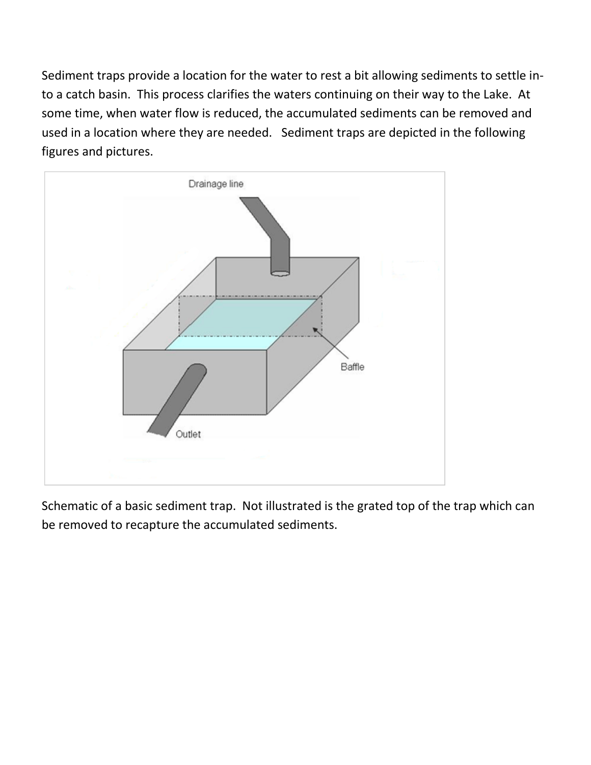Sediment traps provide a location for the water to rest a bit allowing sediments to settle into a catch basin. This process clarifies the waters continuing on their way to the Lake. At some time, when water flow is reduced, the accumulated sediments can be removed and used in a location where they are needed. Sediment traps are depicted in the following figures and pictures.

Schematic of a basic sediment trap. Not illustrated is the grated top of the trap which can be removed to recapture the accumulated sediments.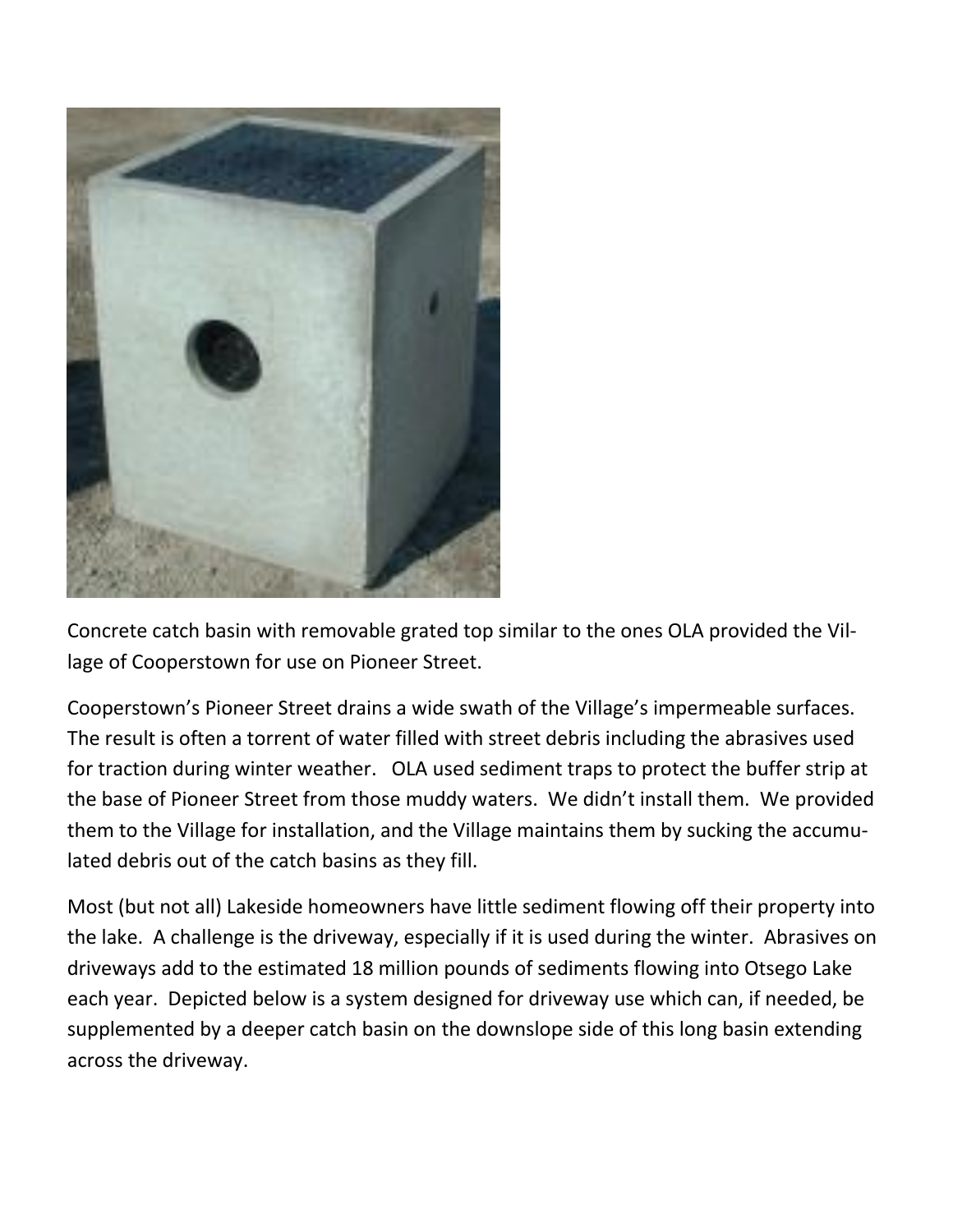Concrete catch basin with removable grated top similar to the ones OLA provided the Village of Cooperstown for use on Pioneer Street.

Cooperstown's Pioneer Street drains a wide swath of the Village's impermeable surfaces. The result is often a torrent of water filled with street debris including the abrasives used for traction during winter weather. OLA used sediment traps to protect the buffer strip at the base of Pioneer Street from those muddy waters. We didn't install them. We provided them to the Village for installation, and the Village maintains them by sucking the accumulated debris out of the catch basins as they fill.

Most (but not all) Lakeside homeowners have little sediment flowing off their property into the lake. A challenge is the driveway, especially if it is used during the winter. Abrasives on driveways add to the estimated 18 million pounds of sediments flowing into Otsego Lake each year. Depicted below is a system designed for driveway use which can, if needed, be supplemented by a deeper catch basin on the downslope side of this long basin extending across the driveway.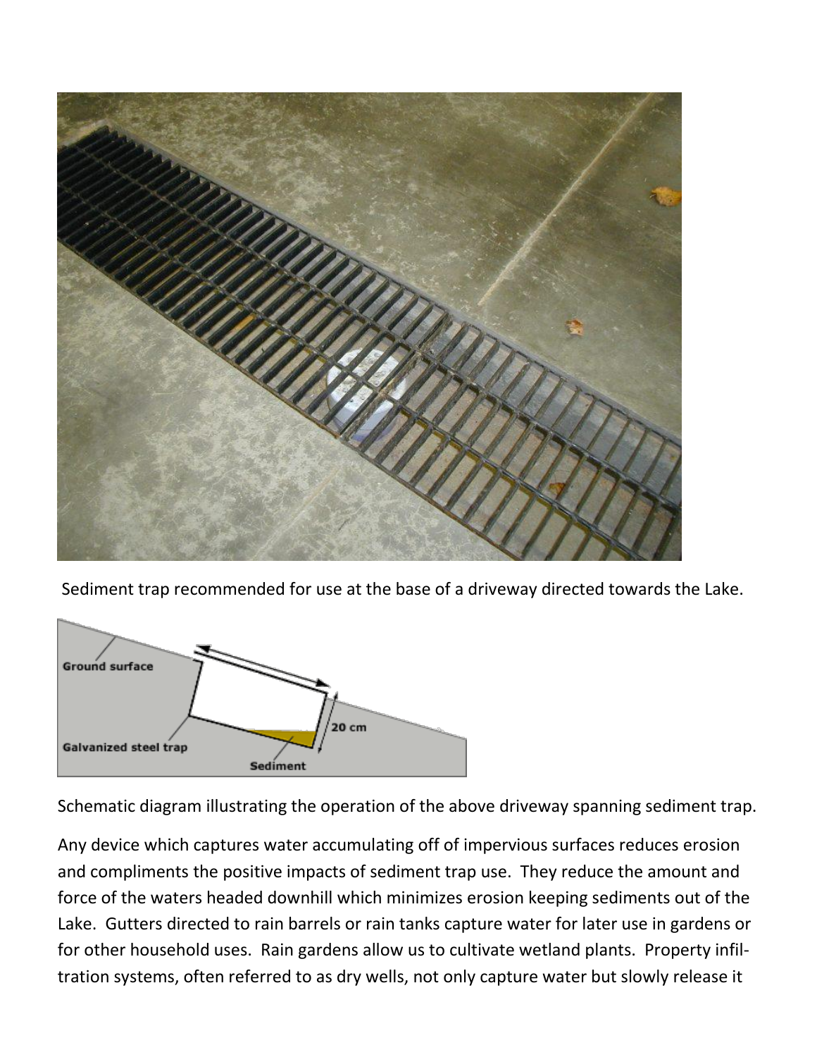Sediment trap recommended for use at the base of a driveway directed towards the Lake.

Schematic diagram illustrating the operation of the above driveway spanning sediment trap.

Any device which captures water accumulating off of impervious surfaces reduces erosion and compliments the positive impacts of sediment trap use. They reduce the amount and force of the waters headed downhill which minimizes erosion keeping sediments out of the Lake. Gutters directed to rain barrels or rain tanks capture water for later use in gardens or for other household uses. Rain gardens allow us to cultivate wetland plants. Property infiltration systems, often referred to as dry wells, not only capture water but slowly release it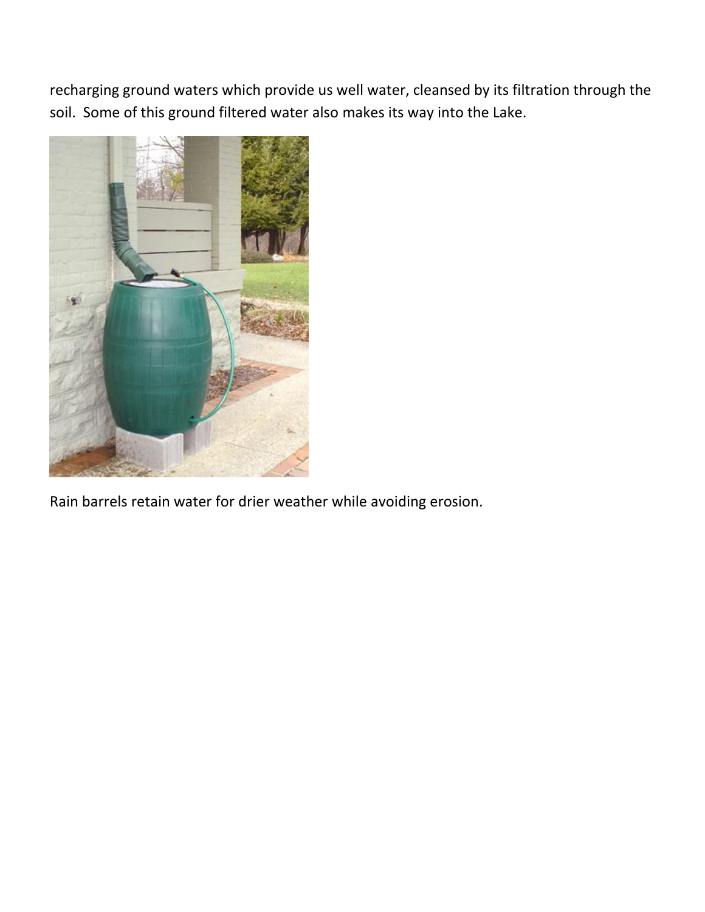recharging ground waters which provide us well water, cleansed by its filtration through the soil. Some of this ground filtered water also makes its way into the Lake.

Rain barrels retain water for drier weather while avoiding erosion.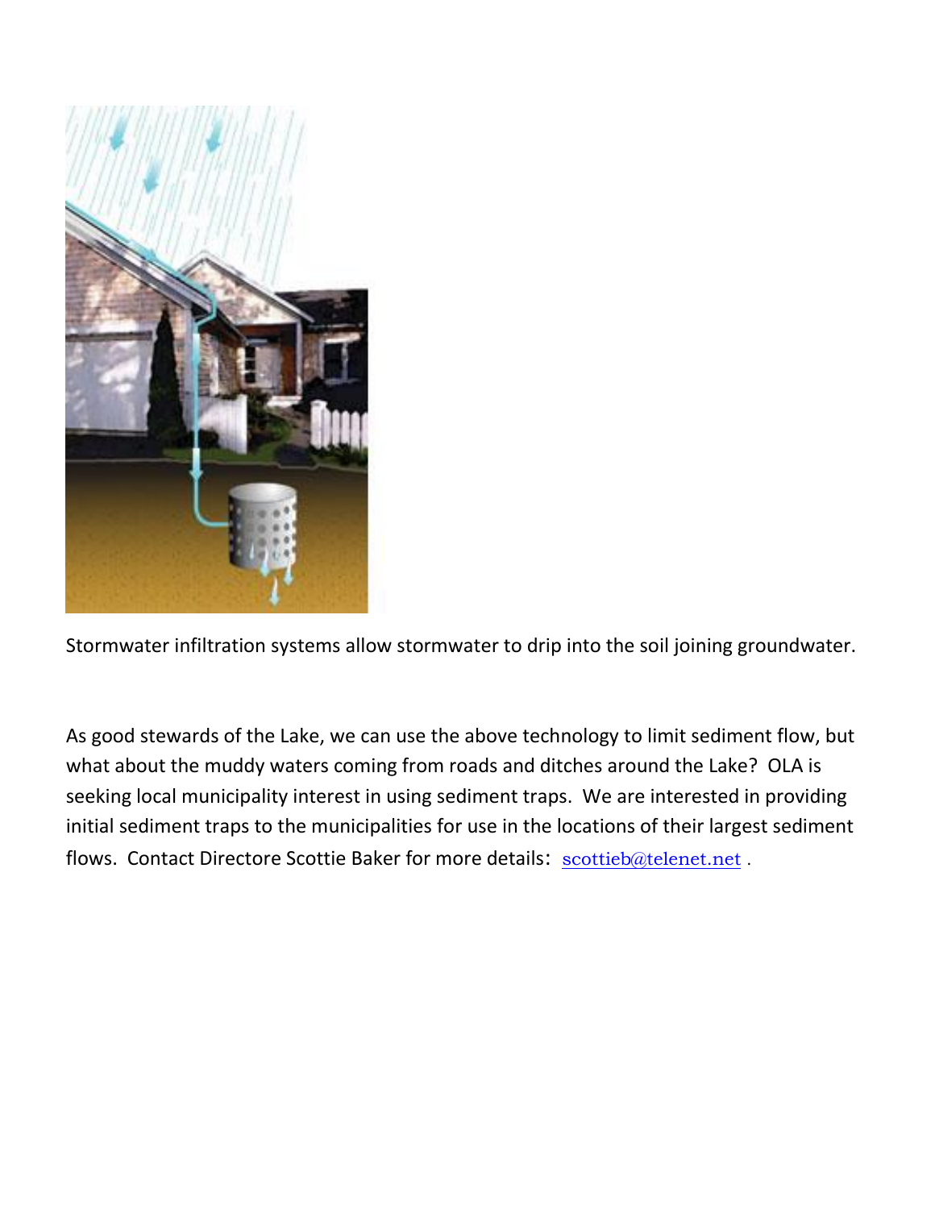Stormwater infiltration systems allow stormwater to drip into the soil joining groundwater.

As good stewards of the Lake, we can use the above technology to limit sediment flow, but what about the muddy waters coming from roads and ditches around the Lake? OLA is seeking local municipality interest in using sediment traps. We are interested in providing initial sediment traps to the municipalities for use in the locations of their largest sediment flows. Contact Directore Scottie Baker for more details: scottieb@telenet.net .